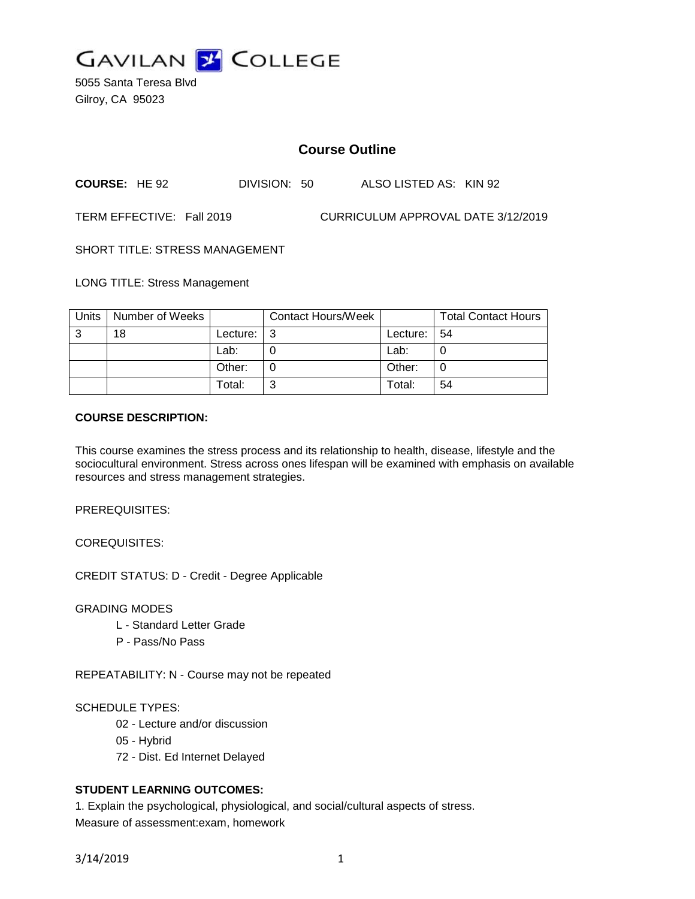# GAVILAN COLLEGE

5055 Santa Teresa Blvd
Gilroy, CA 95023

## Course Outline

**COURSE:** HE 92 DIVISION: 50 ALSO LISTED AS: KIN 92

TERM EFFECTIVE: Fall 2019 CURRICULUM APPROVAL DATE 3/12/2019

SHORT TITLE: STRESS MANAGEMENT

LONG TITLE: Stress Management

| Units | Number of Weeks | | Contact Hours/Week | | Total Contact Hours |
|---|---|---|---|---|---|
| 3 | 18 | Lecture: | 3 | Lecture: | 54 |
| | | Lab: | 0 | Lab: | 0 |
| | | Other: | 0 | Other: | 0 |
| | | Total: | 3 | Total: | 54 |

**COURSE DESCRIPTION:**

This course examines the stress process and its relationship to health, disease, lifestyle and the sociocultural environment. Stress across ones lifespan will be examined with emphasis on available resources and stress management strategies.

PREREQUISITES:

COREQUISITES:

CREDIT STATUS: D - Credit - Degree Applicable

GRADING MODES

- L - Standard Letter Grade
- P - Pass/No Pass

REPEATABILITY: N - Course may not be repeated

SCHEDULE TYPES:

- 02 - Lecture and/or discussion
- 05 - Hybrid
- 72 - Dist. Ed Internet Delayed

**STUDENT LEARNING OUTCOMES:**

1. Explain the psychological, physiological, and social/cultural aspects of stress.
Measure of assessment:exam, homework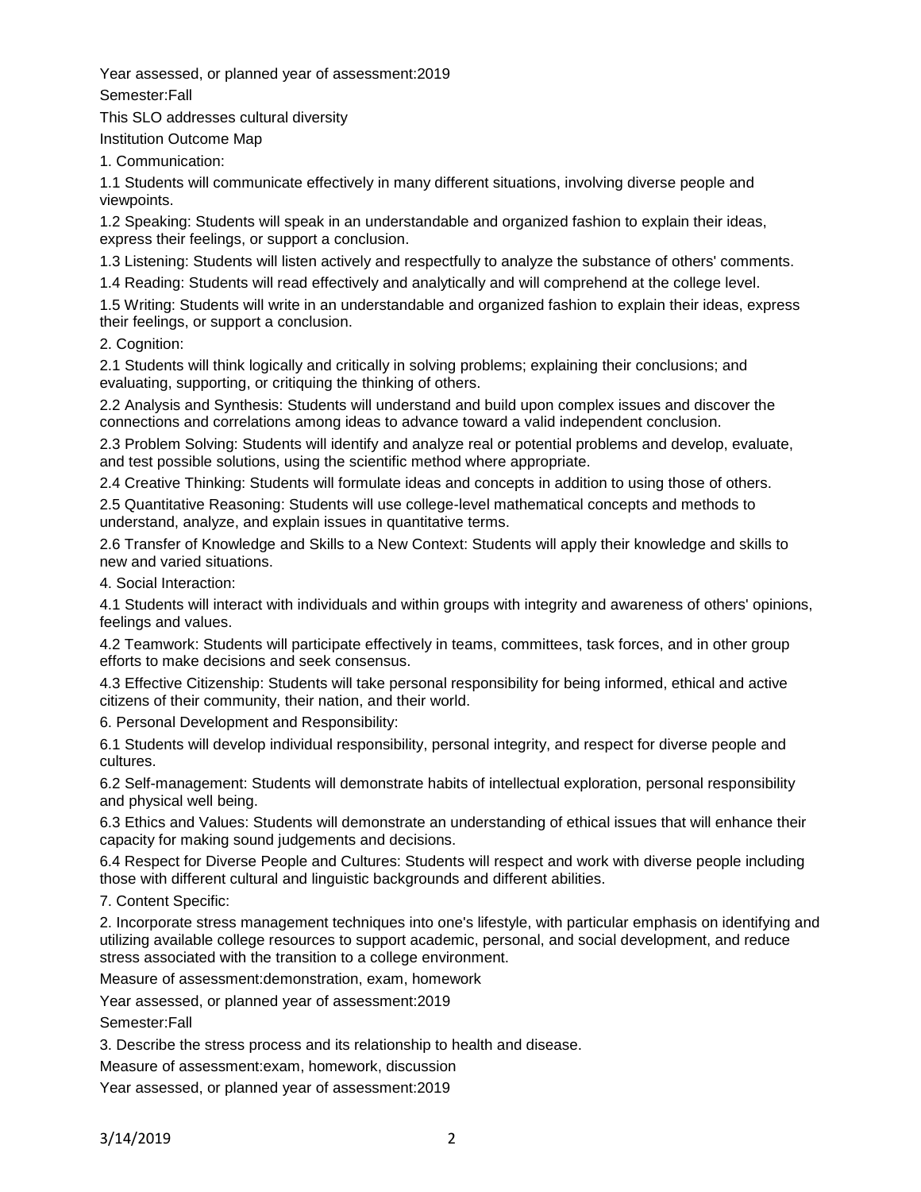Year assessed, or planned year of assessment:2019

Semester:Fall

This SLO addresses cultural diversity

Institution Outcome Map

1. Communication:

1.1 Students will communicate effectively in many different situations, involving diverse people and viewpoints.

1.2 Speaking: Students will speak in an understandable and organized fashion to explain their ideas, express their feelings, or support a conclusion.

1.3 Listening: Students will listen actively and respectfully to analyze the substance of others' comments.

1.4 Reading: Students will read effectively and analytically and will comprehend at the college level.

1.5 Writing: Students will write in an understandable and organized fashion to explain their ideas, express their feelings, or support a conclusion.

2. Cognition:

2.1 Students will think logically and critically in solving problems; explaining their conclusions; and evaluating, supporting, or critiquing the thinking of others.

2.2 Analysis and Synthesis: Students will understand and build upon complex issues and discover the connections and correlations among ideas to advance toward a valid independent conclusion.

2.3 Problem Solving: Students will identify and analyze real or potential problems and develop, evaluate, and test possible solutions, using the scientific method where appropriate.

2.4 Creative Thinking: Students will formulate ideas and concepts in addition to using those of others.

2.5 Quantitative Reasoning: Students will use college-level mathematical concepts and methods to understand, analyze, and explain issues in quantitative terms.

2.6 Transfer of Knowledge and Skills to a New Context: Students will apply their knowledge and skills to new and varied situations.

4. Social Interaction:

4.1 Students will interact with individuals and within groups with integrity and awareness of others' opinions, feelings and values.

4.2 Teamwork: Students will participate effectively in teams, committees, task forces, and in other group efforts to make decisions and seek consensus.

4.3 Effective Citizenship: Students will take personal responsibility for being informed, ethical and active citizens of their community, their nation, and their world.

6. Personal Development and Responsibility:

6.1 Students will develop individual responsibility, personal integrity, and respect for diverse people and cultures.

6.2 Self-management: Students will demonstrate habits of intellectual exploration, personal responsibility and physical well being.

6.3 Ethics and Values: Students will demonstrate an understanding of ethical issues that will enhance their capacity for making sound judgements and decisions.

6.4 Respect for Diverse People and Cultures: Students will respect and work with diverse people including those with different cultural and linguistic backgrounds and different abilities.

7. Content Specific:

2. Incorporate stress management techniques into one's lifestyle, with particular emphasis on identifying and utilizing available college resources to support academic, personal, and social development, and reduce stress associated with the transition to a college environment.

Measure of assessment:demonstration, exam, homework

Year assessed, or planned year of assessment:2019

Semester:Fall

3. Describe the stress process and its relationship to health and disease.

Measure of assessment:exam, homework, discussion

Year assessed, or planned year of assessment:2019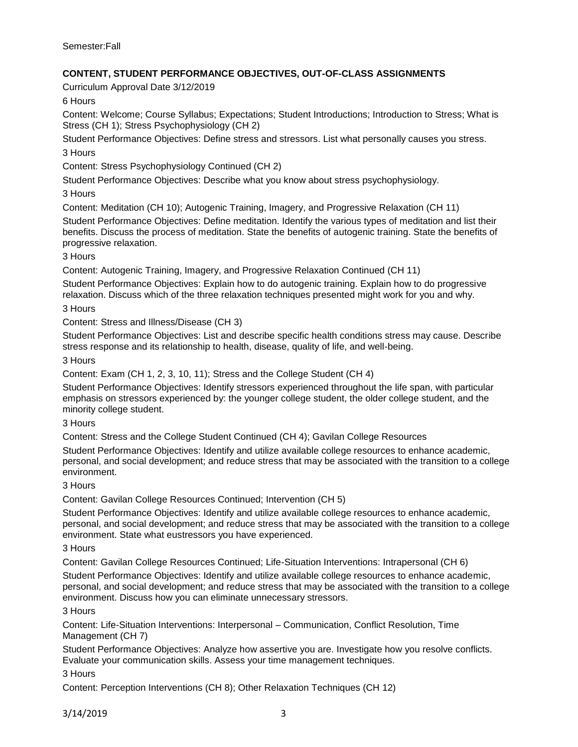Semester:Fall

**CONTENT, STUDENT PERFORMANCE OBJECTIVES, OUT-OF-CLASS ASSIGNMENTS**

Curriculum Approval Date 3/12/2019

6 Hours

Content: Welcome; Course Syllabus; Expectations; Student Introductions; Introduction to Stress; What is Stress (CH 1); Stress Psychophysiology (CH 2)

Student Performance Objectives: Define stress and stressors. List what personally causes you stress.

3 Hours

Content: Stress Psychophysiology Continued (CH 2)

Student Performance Objectives: Describe what you know about stress psychophysiology.

3 Hours

Content: Meditation (CH 10); Autogenic Training, Imagery, and Progressive Relaxation (CH 11)

Student Performance Objectives: Define meditation. Identify the various types of meditation and list their benefits. Discuss the process of meditation. State the benefits of autogenic training. State the benefits of progressive relaxation.

3 Hours

Content: Autogenic Training, Imagery, and Progressive Relaxation Continued (CH 11)

Student Performance Objectives: Explain how to do autogenic training. Explain how to do progressive relaxation. Discuss which of the three relaxation techniques presented might work for you and why.

3 Hours

Content: Stress and Illness/Disease (CH 3)

Student Performance Objectives: List and describe specific health conditions stress may cause. Describe stress response and its relationship to health, disease, quality of life, and well-being.

3 Hours

Content: Exam (CH 1, 2, 3, 10, 11); Stress and the College Student (CH 4)

Student Performance Objectives: Identify stressors experienced throughout the life span, with particular emphasis on stressors experienced by: the younger college student, the older college student, and the minority college student.

3 Hours

Content: Stress and the College Student Continued (CH 4); Gavilan College Resources

Student Performance Objectives: Identify and utilize available college resources to enhance academic, personal, and social development; and reduce stress that may be associated with the transition to a college environment.

3 Hours

Content: Gavilan College Resources Continued; Intervention (CH 5)

Student Performance Objectives: Identify and utilize available college resources to enhance academic, personal, and social development; and reduce stress that may be associated with the transition to a college environment. State what eustressors you have experienced.

3 Hours

Content: Gavilan College Resources Continued; Life-Situation Interventions: Intrapersonal (CH 6)

Student Performance Objectives: Identify and utilize available college resources to enhance academic, personal, and social development; and reduce stress that may be associated with the transition to a college environment. Discuss how you can eliminate unnecessary stressors.

3 Hours

Content: Life-Situation Interventions: Interpersonal – Communication, Conflict Resolution, Time Management (CH 7)

Student Performance Objectives: Analyze how assertive you are. Investigate how you resolve conflicts. Evaluate your communication skills. Assess your time management techniques.

3 Hours

Content: Perception Interventions (CH 8); Other Relaxation Techniques (CH 12)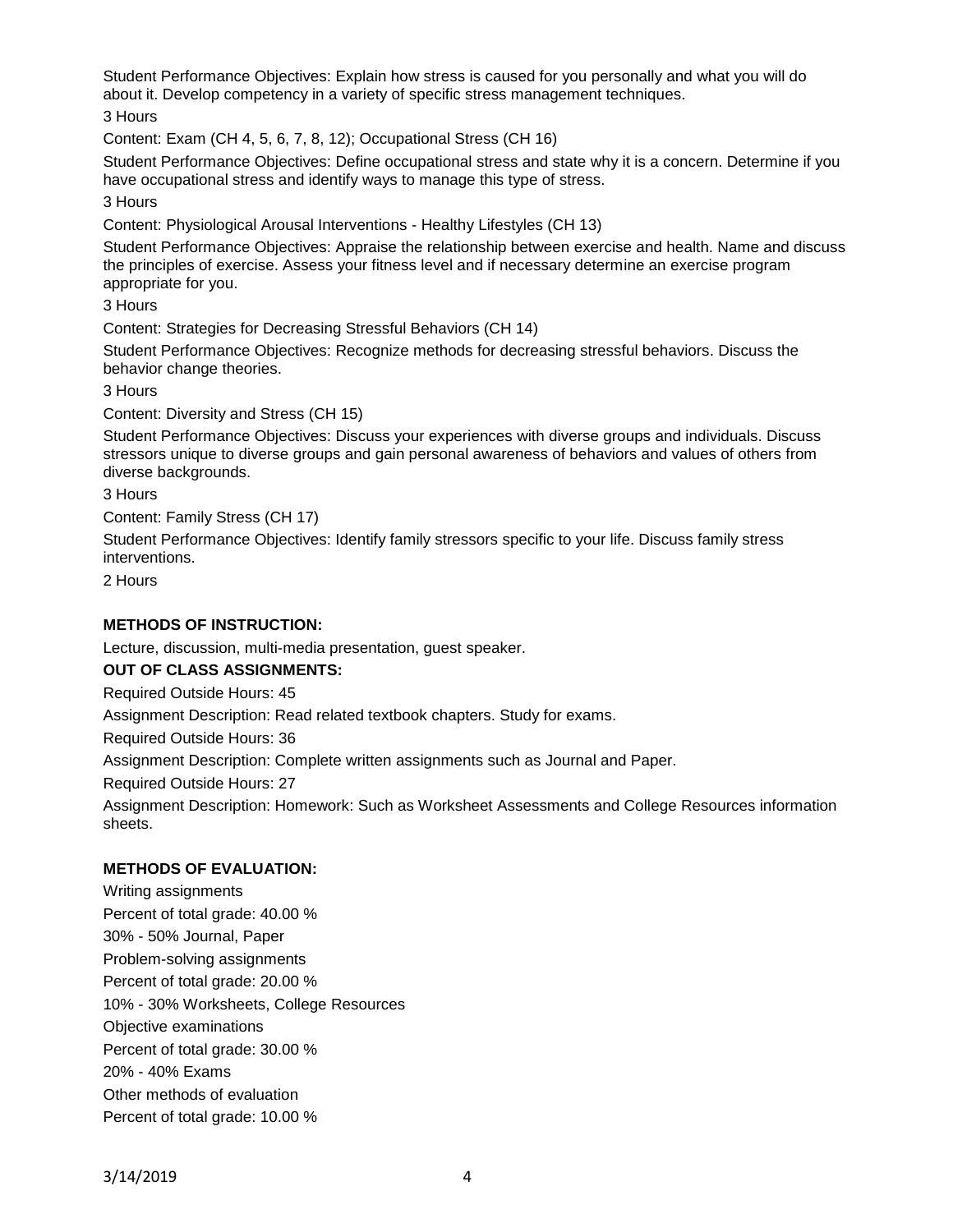Student Performance Objectives: Explain how stress is caused for you personally and what you will do about it. Develop competency in a variety of specific stress management techniques.

3 Hours

Content: Exam (CH 4, 5, 6, 7, 8, 12); Occupational Stress (CH 16)

Student Performance Objectives: Define occupational stress and state why it is a concern. Determine if you have occupational stress and identify ways to manage this type of stress.

3 Hours

Content: Physiological Arousal Interventions - Healthy Lifestyles (CH 13)

Student Performance Objectives: Appraise the relationship between exercise and health. Name and discuss the principles of exercise. Assess your fitness level and if necessary determine an exercise program appropriate for you.

3 Hours

Content: Strategies for Decreasing Stressful Behaviors (CH 14)

Student Performance Objectives: Recognize methods for decreasing stressful behaviors. Discuss the behavior change theories.

3 Hours

Content: Diversity and Stress (CH 15)

Student Performance Objectives: Discuss your experiences with diverse groups and individuals. Discuss stressors unique to diverse groups and gain personal awareness of behaviors and values of others from diverse backgrounds.

3 Hours

Content: Family Stress (CH 17)

Student Performance Objectives: Identify family stressors specific to your life. Discuss family stress interventions.

2 Hours

**METHODS OF INSTRUCTION:**

Lecture, discussion, multi-media presentation, guest speaker.

**OUT OF CLASS ASSIGNMENTS:**

Required Outside Hours: 45

Assignment Description: Read related textbook chapters. Study for exams.

Required Outside Hours: 36

Assignment Description: Complete written assignments such as Journal and Paper.

Required Outside Hours: 27

Assignment Description: Homework: Such as Worksheet Assessments and College Resources information sheets.

**METHODS OF EVALUATION:**

Writing assignments

Percent of total grade: 40.00 %

30% - 50% Journal, Paper

Problem-solving assignments

Percent of total grade: 20.00 %

10% - 30% Worksheets, College Resources

Objective examinations

Percent of total grade: 30.00 %

20% - 40% Exams

Other methods of evaluation

Percent of total grade: 10.00 %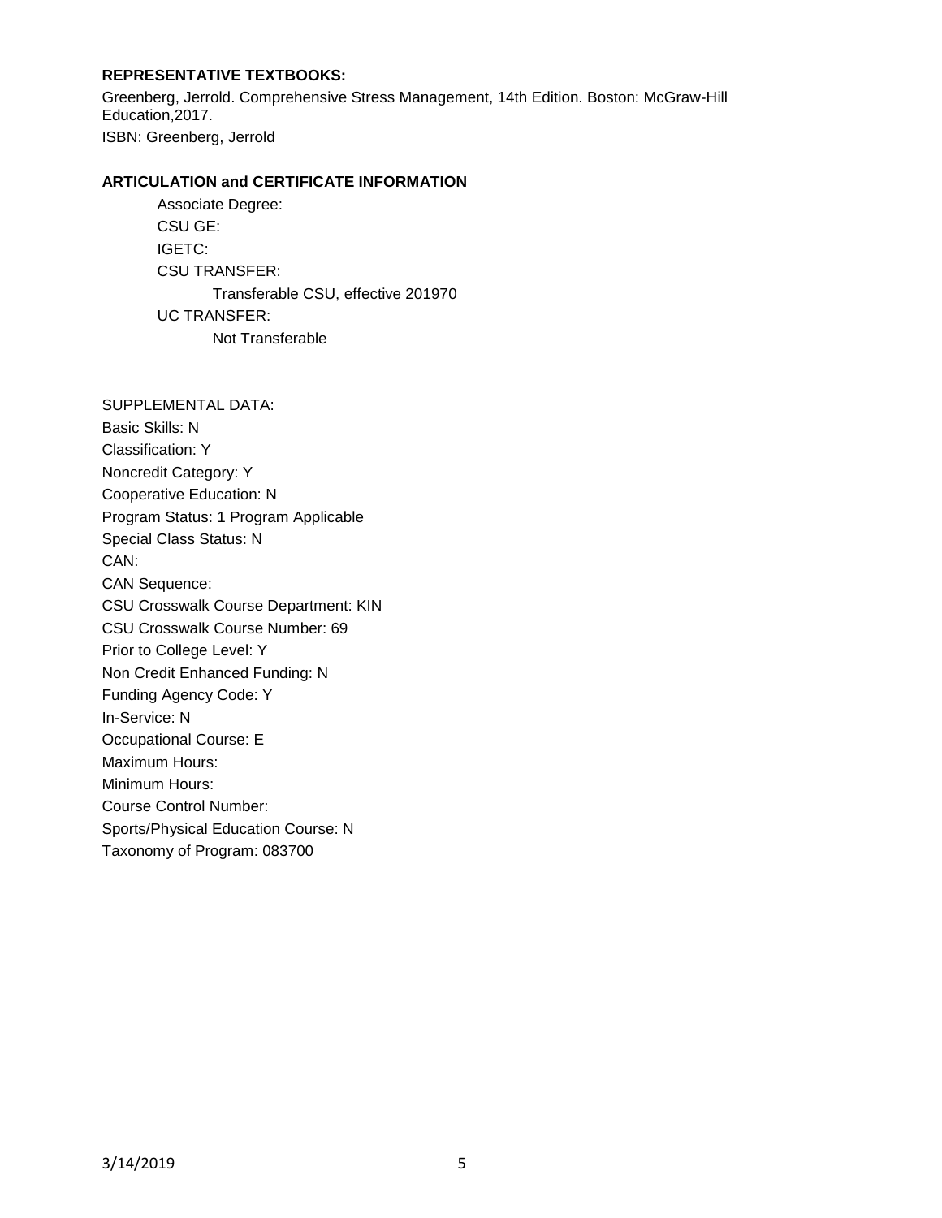**REPRESENTATIVE TEXTBOOKS:**

Greenberg, Jerrold. Comprehensive Stress Management, 14th Edition. Boston: McGraw-Hill Education,2017.
ISBN: Greenberg, Jerrold

**ARTICULATION and CERTIFICATE INFORMATION**

Associate Degree:
CSU GE:
IGETC:
CSU TRANSFER:
Transferable CSU, effective 201970
UC TRANSFER:
Not Transferable

SUPPLEMENTAL DATA:
Basic Skills: N
Classification: Y
Noncredit Category: Y
Cooperative Education: N
Program Status: 1 Program Applicable
Special Class Status: N
CAN:
CAN Sequence:
CSU Crosswalk Course Department: KIN
CSU Crosswalk Course Number: 69
Prior to College Level: Y
Non Credit Enhanced Funding: N
Funding Agency Code: Y
In-Service: N
Occupational Course: E
Maximum Hours:
Minimum Hours:
Course Control Number:
Sports/Physical Education Course: N
Taxonomy of Program: 083700